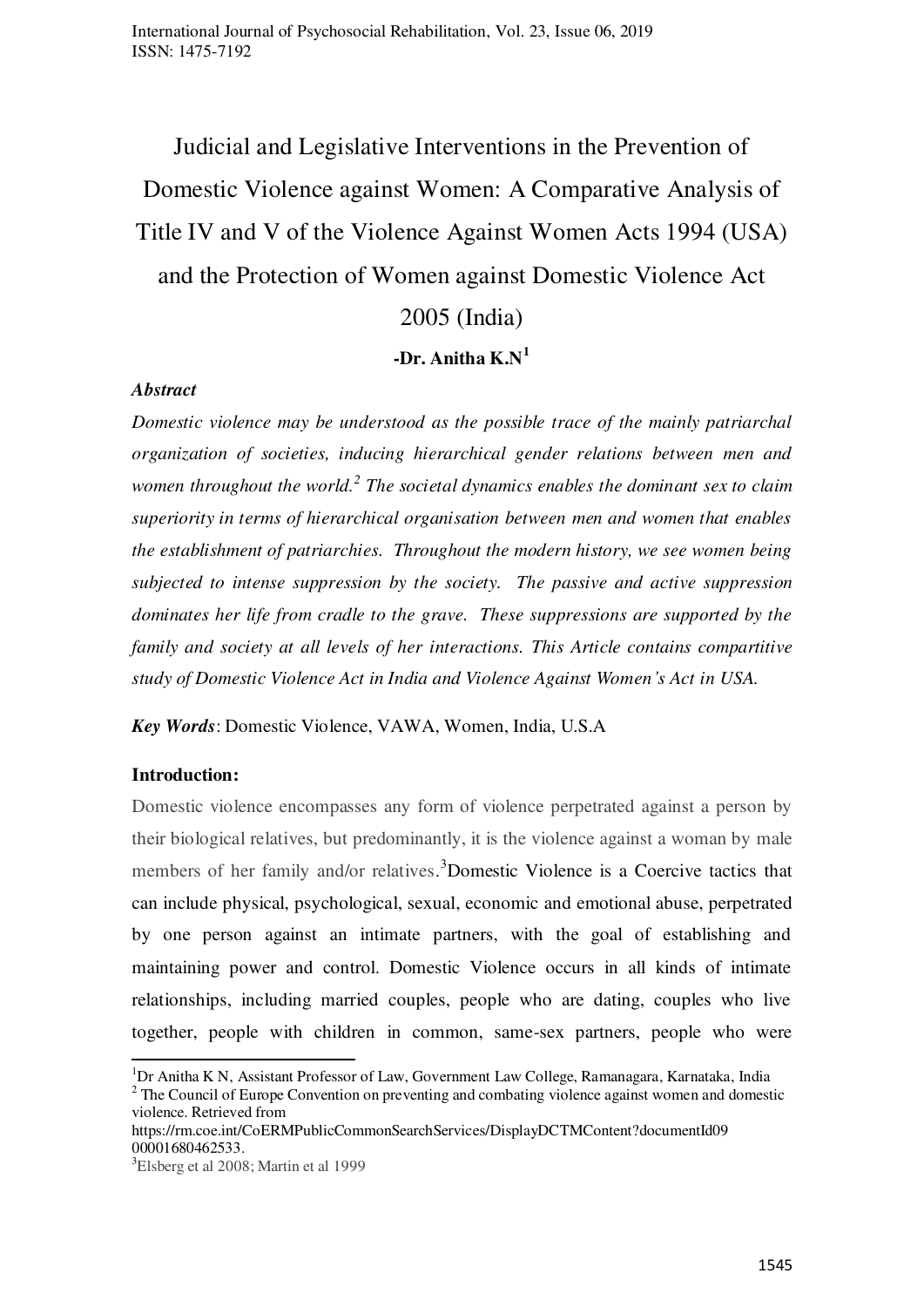# Judicial and Legislative Interventions in the Prevention of Domestic Violence against Women: A Comparative Analysis of Title IV and V of the Violence Against Women Acts 1994 (USA) and the Protection of Women against Domestic Violence Act 2005 (India)

**-Dr. Anitha K.N[1]**

***Abstract***

*Domestic violence may be understood as the possible trace of the mainly patriarchal organization of societies, inducing hierarchical gender relations between men and women throughout the world.[2] The societal dynamics enables the dominant sex to claim superiority in terms of hierarchical organisation between men and women that enables the establishment of patriarchies. Throughout the modern history, we see women being subjected to intense suppression by the society. The passive and active suppression dominates her life from cradle to the grave. These suppressions are supported by the family and society at all levels of her interactions. This Article contains compartitive study of Domestic Violence Act in India and Violence Against Women's Act in USA.*

***Key Words***: Domestic Violence, VAWA, Women, India, U.S.A

**Introduction:**

Domestic violence encompasses any form of violence perpetrated against a person by their biological relatives, but predominantly, it is the violence against a woman by male members of her family and/or relatives.[3] Domestic Violence is a Coercive tactics that can include physical, psychological, sexual, economic and emotional abuse, perpetrated by one person against an intimate partners, with the goal of establishing and maintaining power and control. Domestic Violence occurs in all kinds of intimate relationships, including married couples, people who are dating, couples who live together, people with children in common, same-sex partners, people who were

---

[1] Dr Anitha K N, Assistant Professor of Law, Government Law College, Ramanagara, Karnataka, India

[2] The Council of Europe Convention on preventing and combating violence against women and domestic violence. Retrieved from https://rm.coe.int/CoERMPublicCommonSearchServices/DisplayDCTMContent?documentId0900001680462533.

[3] Elsberg et al 2008; Martin et al 1999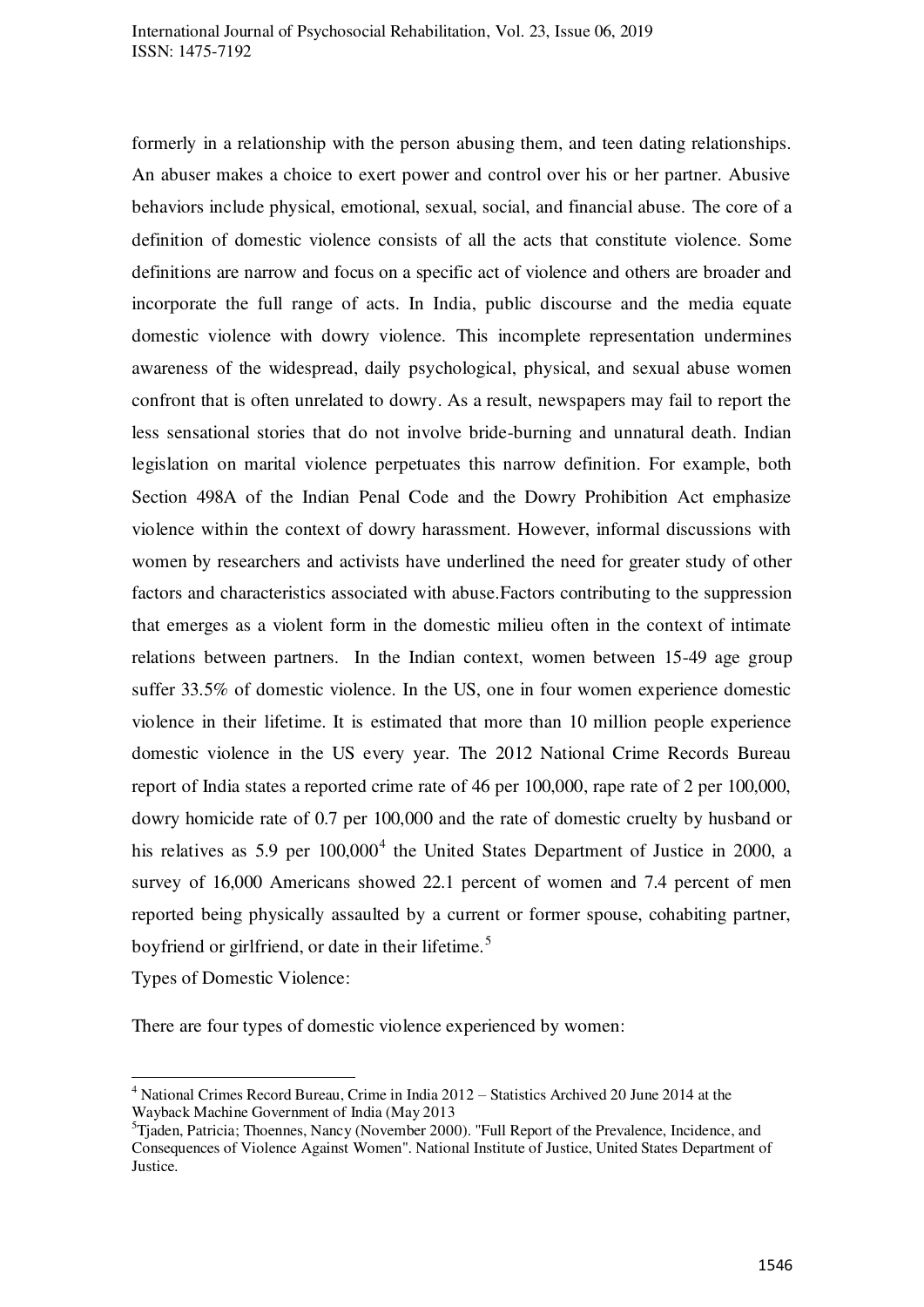formerly in a relationship with the person abusing them, and teen dating relationships. An abuser makes a choice to exert power and control over his or her partner. Abusive behaviors include physical, emotional, sexual, social, and financial abuse. The core of a definition of domestic violence consists of all the acts that constitute violence. Some definitions are narrow and focus on a specific act of violence and others are broader and incorporate the full range of acts. In India, public discourse and the media equate domestic violence with dowry violence. This incomplete representation undermines awareness of the widespread, daily psychological, physical, and sexual abuse women confront that is often unrelated to dowry. As a result, newspapers may fail to report the less sensational stories that do not involve bride-burning and unnatural death. Indian legislation on marital violence perpetuates this narrow definition. For example, both Section 498A of the Indian Penal Code and the Dowry Prohibition Act emphasize violence within the context of dowry harassment. However, informal discussions with women by researchers and activists have underlined the need for greater study of other factors and characteristics associated with abuse.Factors contributing to the suppression that emerges as a violent form in the domestic milieu often in the context of intimate relations between partners. In the Indian context, women between 15-49 age group suffer 33.5% of domestic violence. In the US, one in four women experience domestic violence in their lifetime. It is estimated that more than 10 million people experience domestic violence in the US every year. The 2012 National Crime Records Bureau report of India states a reported crime rate of 46 per 100,000, rape rate of 2 per 100,000, dowry homicide rate of 0.7 per 100,000 and the rate of domestic cruelty by husband or his relatives as 5.9 per 100,000[4] the United States Department of Justice in 2000, a survey of 16,000 Americans showed 22.1 percent of women and 7.4 percent of men reported being physically assaulted by a current or former spouse, cohabiting partner, boyfriend or girlfriend, or date in their lifetime.[5]

Types of Domestic Violence:

There are four types of domestic violence experienced by women:

---

[4] National Crimes Record Bureau, Crime in India 2012 – Statistics Archived 20 June 2014 at the Wayback Machine Government of India (May 2013

[5] Tjaden, Patricia; Thoennes, Nancy (November 2000). "Full Report of the Prevalence, Incidence, and Consequences of Violence Against Women". National Institute of Justice, United States Department of Justice.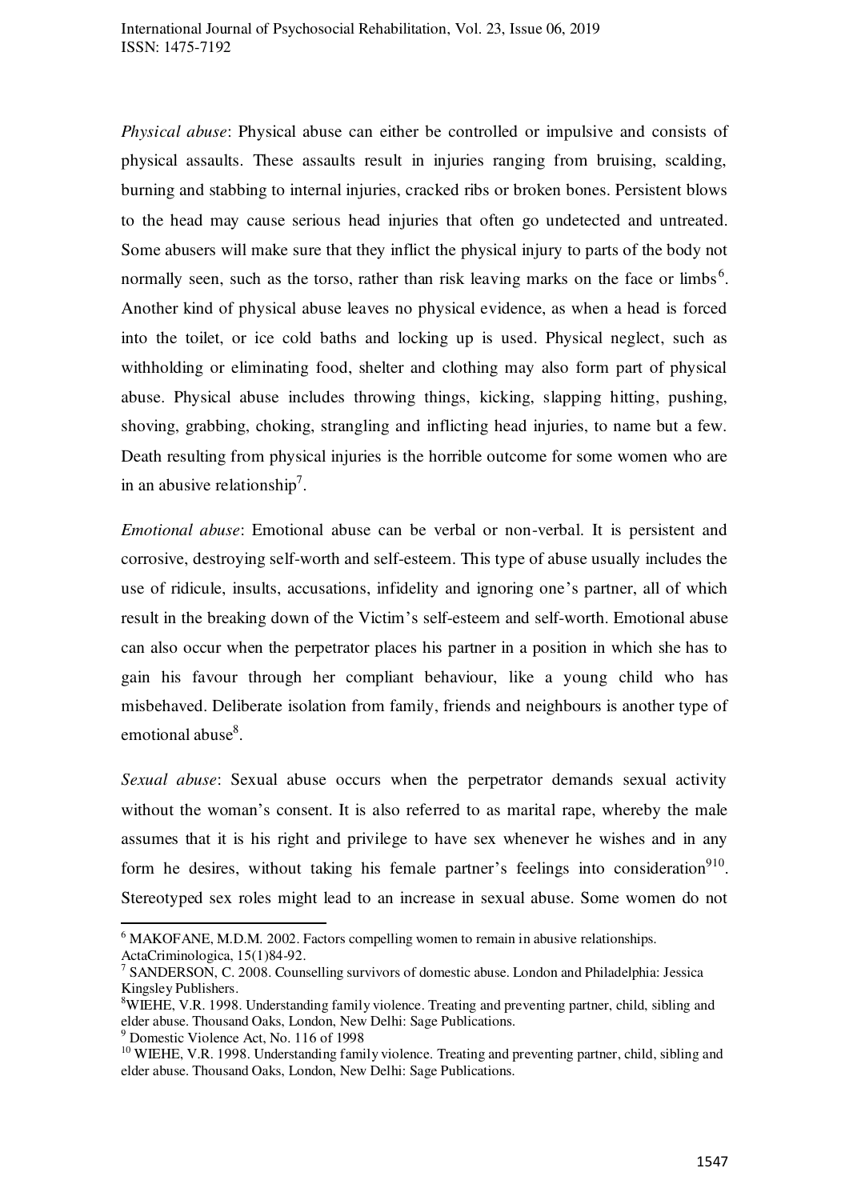*Physical abuse*: Physical abuse can either be controlled or impulsive and consists of physical assaults. These assaults result in injuries ranging from bruising, scalding, burning and stabbing to internal injuries, cracked ribs or broken bones. Persistent blows to the head may cause serious head injuries that often go undetected and untreated. Some abusers will make sure that they inflict the physical injury to parts of the body not normally seen, such as the torso, rather than risk leaving marks on the face or limbs[6]. Another kind of physical abuse leaves no physical evidence, as when a head is forced into the toilet, or ice cold baths and locking up is used. Physical neglect, such as withholding or eliminating food, shelter and clothing may also form part of physical abuse. Physical abuse includes throwing things, kicking, slapping hitting, pushing, shoving, grabbing, choking, strangling and inflicting head injuries, to name but a few. Death resulting from physical injuries is the horrible outcome for some women who are in an abusive relationship[7].

*Emotional abuse*: Emotional abuse can be verbal or non-verbal. It is persistent and corrosive, destroying self-worth and self-esteem. This type of abuse usually includes the use of ridicule, insults, accusations, infidelity and ignoring one's partner, all of which result in the breaking down of the Victim's self-esteem and self-worth. Emotional abuse can also occur when the perpetrator places his partner in a position in which she has to gain his favour through her compliant behaviour, like a young child who has misbehaved. Deliberate isolation from family, friends and neighbours is another type of emotional abuse[8].

*Sexual abuse*: Sexual abuse occurs when the perpetrator demands sexual activity without the woman's consent. It is also referred to as marital rape, whereby the male assumes that it is his right and privilege to have sex whenever he wishes and in any form he desires, without taking his female partner's feelings into consideration[9][10]. Stereotyped sex roles might lead to an increase in sexual abuse. Some women do not

---

[6] MAKOFANE, M.D.M. 2002. Factors compelling women to remain in abusive relationships. ActaCriminologica, 15(1)84-92.

[7] SANDERSON, C. 2008. Counselling survivors of domestic abuse. London and Philadelphia: Jessica Kingsley Publishers.

[8] WIEHE, V.R. 1998. Understanding family violence. Treating and preventing partner, child, sibling and elder abuse. Thousand Oaks, London, New Delhi: Sage Publications.

[9] Domestic Violence Act, No. 116 of 1998

[10] WIEHE, V.R. 1998. Understanding family violence. Treating and preventing partner, child, sibling and elder abuse. Thousand Oaks, London, New Delhi: Sage Publications.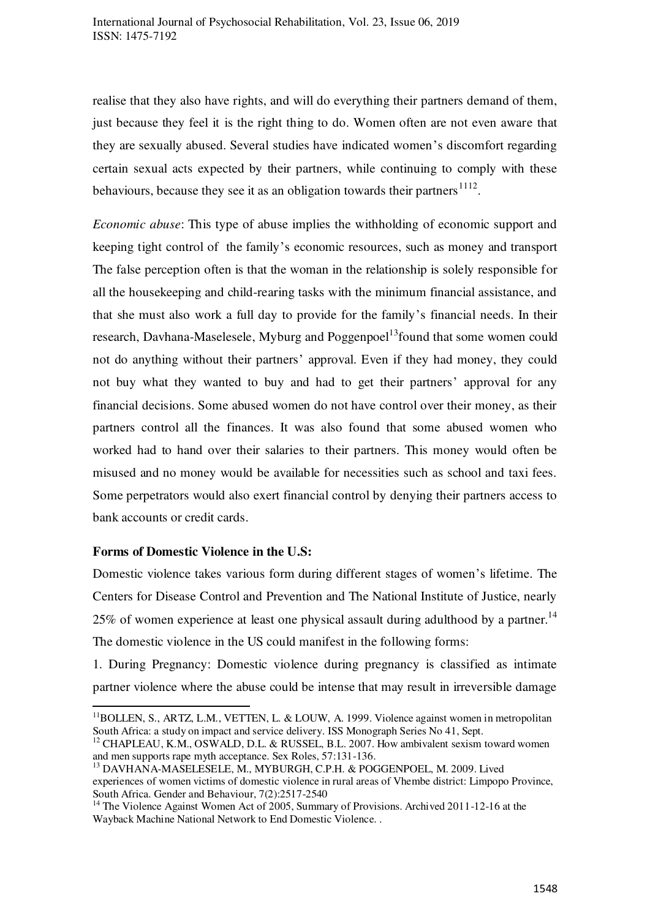realise that they also have rights, and will do everything their partners demand of them, just because they feel it is the right thing to do. Women often are not even aware that they are sexually abused. Several studies have indicated women's discomfort regarding certain sexual acts expected by their partners, while continuing to comply with these behaviours, because they see it as an obligation towards their partners[11][12].

*Economic abuse*: This type of abuse implies the withholding of economic support and keeping tight control of the family's economic resources, such as money and transport The false perception often is that the woman in the relationship is solely responsible for all the housekeeping and child-rearing tasks with the minimum financial assistance, and that she must also work a full day to provide for the family's financial needs. In their research, Davhana-Maselesele, Myburg and Poggenpoel[13]found that some women could not do anything without their partners' approval. Even if they had money, they could not buy what they wanted to buy and had to get their partners' approval for any financial decisions. Some abused women do not have control over their money, as their partners control all the finances. It was also found that some abused women who worked had to hand over their salaries to their partners. This money would often be misused and no money would be available for necessities such as school and taxi fees. Some perpetrators would also exert financial control by denying their partners access to bank accounts or credit cards.

**Forms of Domestic Violence in the U.S:**

Domestic violence takes various form during different stages of women's lifetime. The Centers for Disease Control and Prevention and The National Institute of Justice, nearly 25% of women experience at least one physical assault during adulthood by a partner.[14] The domestic violence in the US could manifest in the following forms:

1. During Pregnancy: Domestic violence during pregnancy is classified as intimate partner violence where the abuse could be intense that may result in irreversible damage

---

[11] BOLLEN, S., ARTZ, L.M., VETTEN, L. & LOUW, A. 1999. Violence against women in metropolitan South Africa: a study on impact and service delivery. ISS Monograph Series No 41, Sept.

[12] CHAPLEAU, K.M., OSWALD, D.L. & RUSSEL, B.L. 2007. How ambivalent sexism toward women and men supports rape myth acceptance. Sex Roles, 57:131-136.

[13] DAVHANA-MASELESELE, M., MYBURGH, C.P.H. & POGGENPOEL, M. 2009. Lived experiences of women victims of domestic violence in rural areas of Vhembe district: Limpopo Province, South Africa. Gender and Behaviour, 7(2):2517-2540

[14] The Violence Against Women Act of 2005, Summary of Provisions. Archived 2011-12-16 at the Wayback Machine National Network to End Domestic Violence. .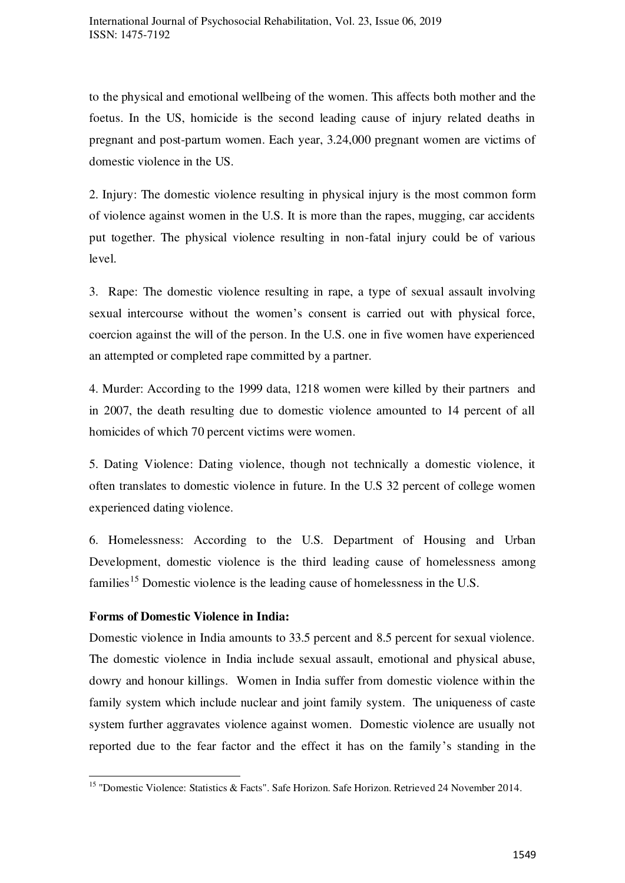to the physical and emotional wellbeing of the women. This affects both mother and the foetus. In the US, homicide is the second leading cause of injury related deaths in pregnant and post-partum women. Each year, 3.24,000 pregnant women are victims of domestic violence in the US.

2. Injury: The domestic violence resulting in physical injury is the most common form of violence against women in the U.S. It is more than the rapes, mugging, car accidents put together. The physical violence resulting in non-fatal injury could be of various level.

3. Rape: The domestic violence resulting in rape, a type of sexual assault involving sexual intercourse without the women's consent is carried out with physical force, coercion against the will of the person. In the U.S. one in five women have experienced an attempted or completed rape committed by a partner.

4. Murder: According to the 1999 data, 1218 women were killed by their partners and in 2007, the death resulting due to domestic violence amounted to 14 percent of all homicides of which 70 percent victims were women.

5. Dating Violence: Dating violence, though not technically a domestic violence, it often translates to domestic violence in future. In the U.S 32 percent of college women experienced dating violence.

6. Homelessness: According to the U.S. Department of Housing and Urban Development, domestic violence is the third leading cause of homelessness among families[15] Domestic violence is the leading cause of homelessness in the U.S.

**Forms of Domestic Violence in India:**

Domestic violence in India amounts to 33.5 percent and 8.5 percent for sexual violence. The domestic violence in India include sexual assault, emotional and physical abuse, dowry and honour killings. Women in India suffer from domestic violence within the family system which include nuclear and joint family system. The uniqueness of caste system further aggravates violence against women. Domestic violence are usually not reported due to the fear factor and the effect it has on the family's standing in the

---

[15] "Domestic Violence: Statistics & Facts". Safe Horizon. Safe Horizon. Retrieved 24 November 2014.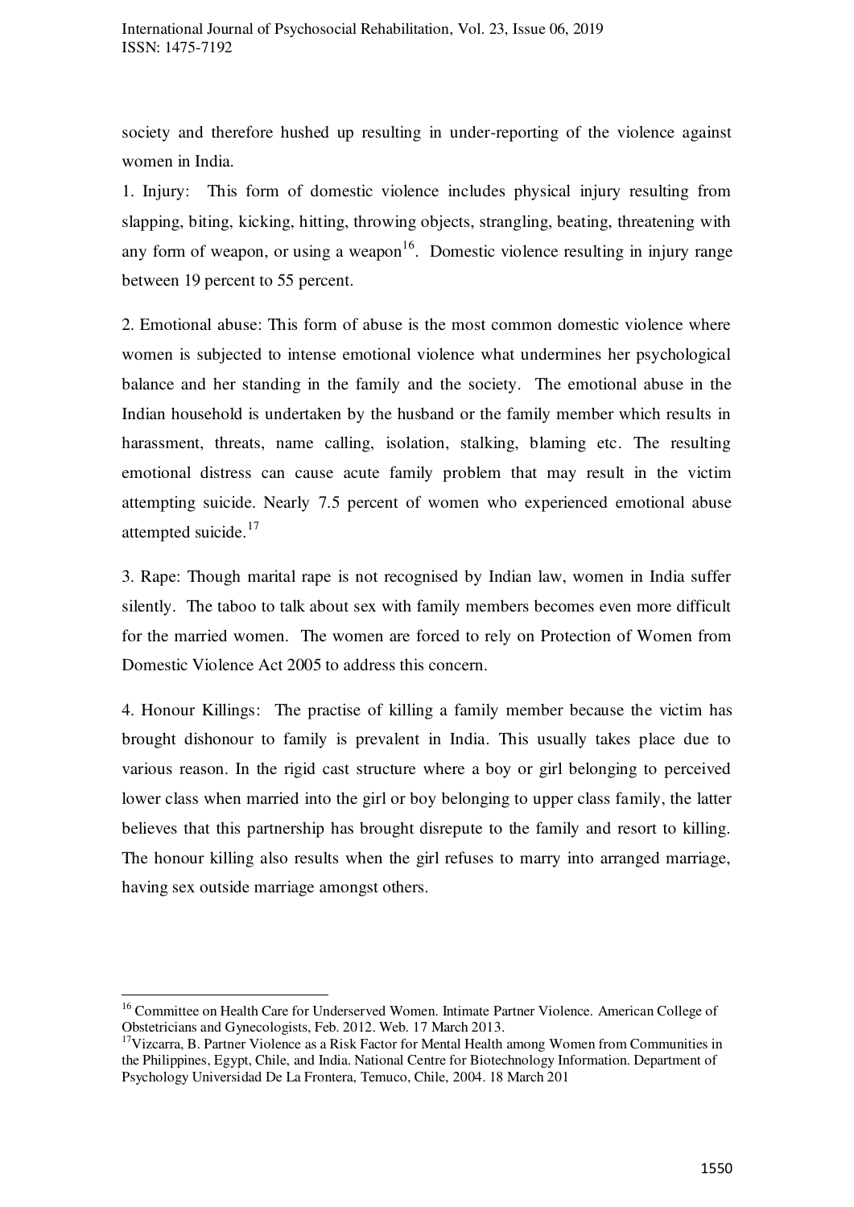society and therefore hushed up resulting in under-reporting of the violence against women in India.

1. Injury: This form of domestic violence includes physical injury resulting from slapping, biting, kicking, hitting, throwing objects, strangling, beating, threatening with any form of weapon, or using a weapon[16]. Domestic violence resulting in injury range between 19 percent to 55 percent.

2. Emotional abuse: This form of abuse is the most common domestic violence where women is subjected to intense emotional violence what undermines her psychological balance and her standing in the family and the society. The emotional abuse in the Indian household is undertaken by the husband or the family member which results in harassment, threats, name calling, isolation, stalking, blaming etc. The resulting emotional distress can cause acute family problem that may result in the victim attempting suicide. Nearly 7.5 percent of women who experienced emotional abuse attempted suicide.[17]

3. Rape: Though marital rape is not recognised by Indian law, women in India suffer silently. The taboo to talk about sex with family members becomes even more difficult for the married women. The women are forced to rely on Protection of Women from Domestic Violence Act 2005 to address this concern.

4. Honour Killings: The practise of killing a family member because the victim has brought dishonour to family is prevalent in India. This usually takes place due to various reason. In the rigid cast structure where a boy or girl belonging to perceived lower class when married into the girl or boy belonging to upper class family, the latter believes that this partnership has brought disrepute to the family and resort to killing. The honour killing also results when the girl refuses to marry into arranged marriage, having sex outside marriage amongst others.

---

[16] Committee on Health Care for Underserved Women. Intimate Partner Violence. American College of Obstetricians and Gynecologists, Feb. 2012. Web. 17 March 2013.

[17] Vizcarra, B. Partner Violence as a Risk Factor for Mental Health among Women from Communities in the Philippines, Egypt, Chile, and India. National Centre for Biotechnology Information. Department of Psychology Universidad De La Frontera, Temuco, Chile, 2004. 18 March 201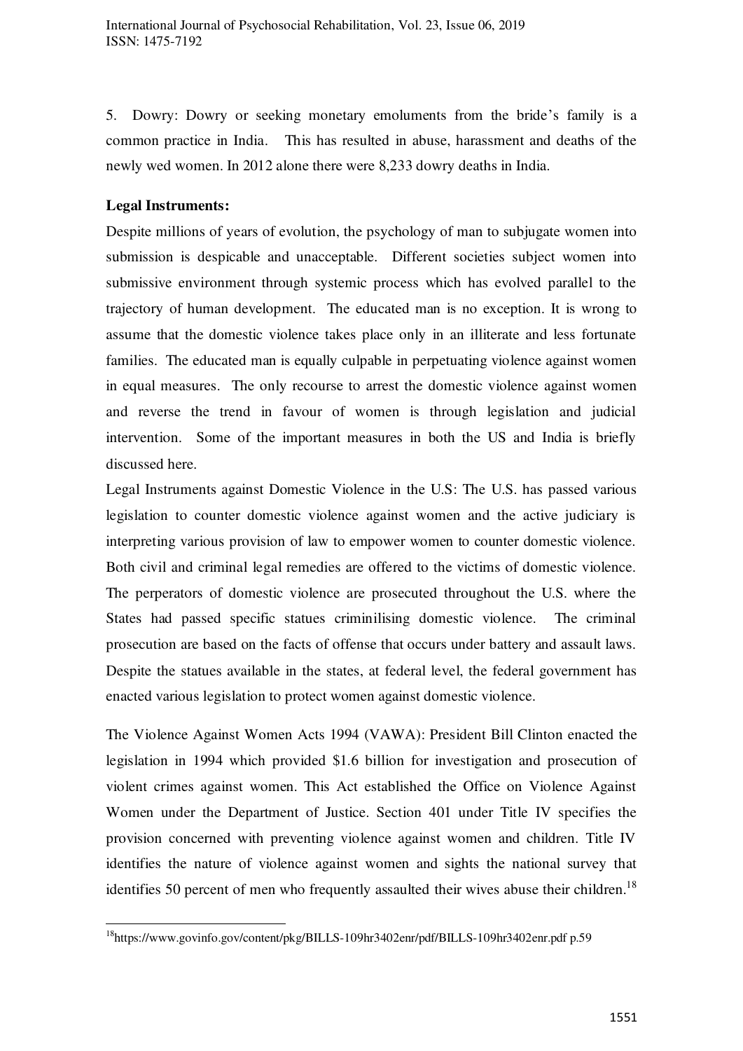5. Dowry: Dowry or seeking monetary emoluments from the bride's family is a common practice in India. This has resulted in abuse, harassment and deaths of the newly wed women. In 2012 alone there were 8,233 dowry deaths in India.

**Legal Instruments:**

Despite millions of years of evolution, the psychology of man to subjugate women into submission is despicable and unacceptable. Different societies subject women into submissive environment through systemic process which has evolved parallel to the trajectory of human development. The educated man is no exception. It is wrong to assume that the domestic violence takes place only in an illiterate and less fortunate families. The educated man is equally culpable in perpetuating violence against women in equal measures. The only recourse to arrest the domestic violence against women and reverse the trend in favour of women is through legislation and judicial intervention. Some of the important measures in both the US and India is briefly discussed here.

Legal Instruments against Domestic Violence in the U.S: The U.S. has passed various legislation to counter domestic violence against women and the active judiciary is interpreting various provision of law to empower women to counter domestic violence. Both civil and criminal legal remedies are offered to the victims of domestic violence. The perperators of domestic violence are prosecuted throughout the U.S. where the States had passed specific statues criminilising domestic violence. The criminal prosecution are based on the facts of offense that occurs under battery and assault laws. Despite the statues available in the states, at federal level, the federal government has enacted various legislation to protect women against domestic violence.

The Violence Against Women Acts 1994 (VAWA): President Bill Clinton enacted the legislation in 1994 which provided $1.6 billion for investigation and prosecution of violent crimes against women. This Act established the Office on Violence Against Women under the Department of Justice. Section 401 under Title IV specifies the provision concerned with preventing violence against women and children. Title IV identifies the nature of violence against women and sights the national survey that identifies 50 percent of men who frequently assaulted their wives abuse their children.[18]

---

[18] https://www.govinfo.gov/content/pkg/BILLS-109hr3402enr/pdf/BILLS-109hr3402enr.pdf p.59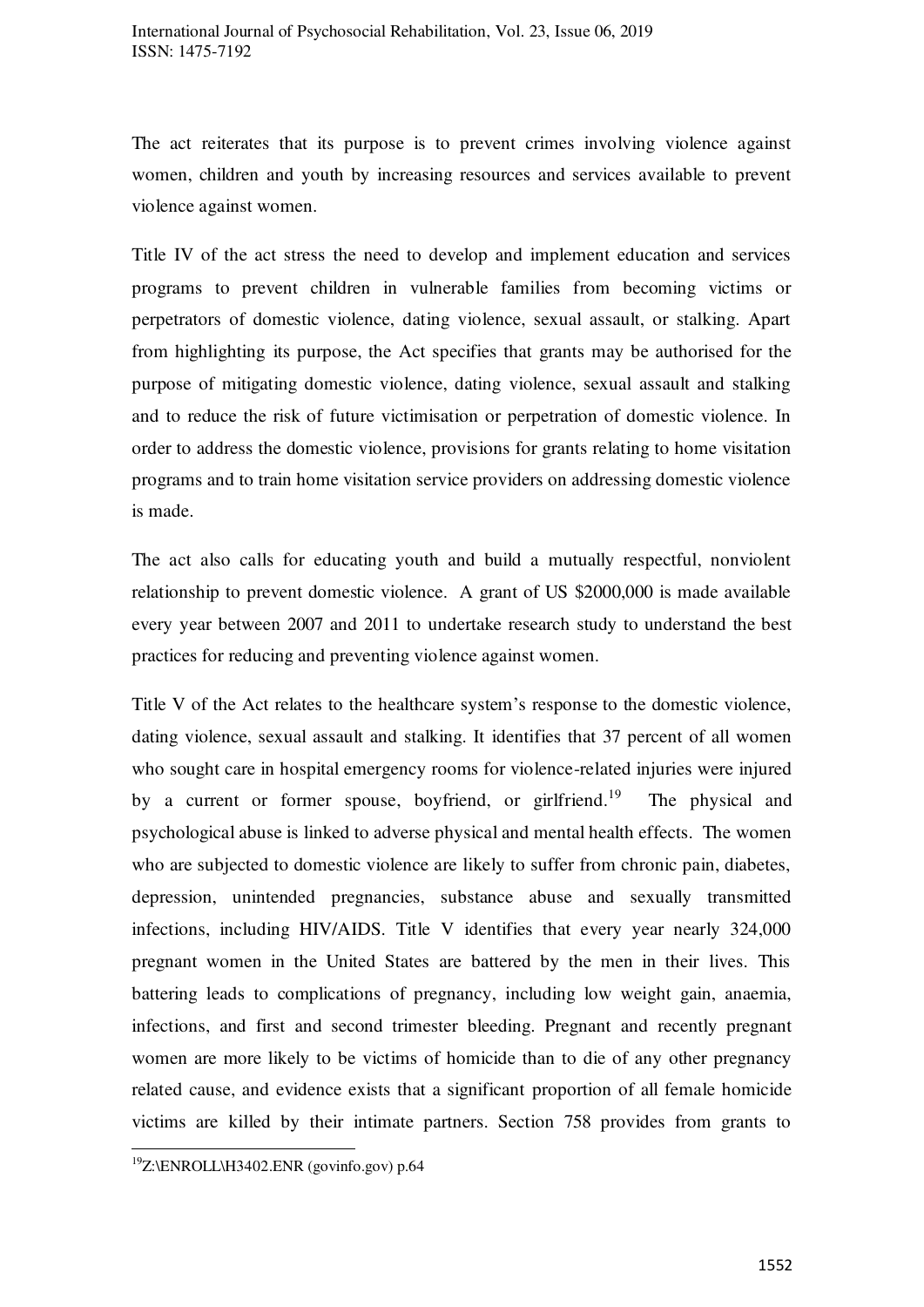The act reiterates that its purpose is to prevent crimes involving violence against women, children and youth by increasing resources and services available to prevent violence against women.

Title IV of the act stress the need to develop and implement education and services programs to prevent children in vulnerable families from becoming victims or perpetrators of domestic violence, dating violence, sexual assault, or stalking. Apart from highlighting its purpose, the Act specifies that grants may be authorised for the purpose of mitigating domestic violence, dating violence, sexual assault and stalking and to reduce the risk of future victimisation or perpetration of domestic violence. In order to address the domestic violence, provisions for grants relating to home visitation programs and to train home visitation service providers on addressing domestic violence is made.

The act also calls for educating youth and build a mutually respectful, nonviolent relationship to prevent domestic violence. A grant of US $2000,000 is made available every year between 2007 and 2011 to undertake research study to understand the best practices for reducing and preventing violence against women.

Title V of the Act relates to the healthcare system's response to the domestic violence, dating violence, sexual assault and stalking. It identifies that 37 percent of all women who sought care in hospital emergency rooms for violence-related injuries were injured by a current or former spouse, boyfriend, or girlfriend.[19] The physical and psychological abuse is linked to adverse physical and mental health effects. The women who are subjected to domestic violence are likely to suffer from chronic pain, diabetes, depression, unintended pregnancies, substance abuse and sexually transmitted infections, including HIV/AIDS. Title V identifies that every year nearly 324,000 pregnant women in the United States are battered by the men in their lives. This battering leads to complications of pregnancy, including low weight gain, anaemia, infections, and first and second trimester bleeding. Pregnant and recently pregnant women are more likely to be victims of homicide than to die of any other pregnancy related cause, and evidence exists that a significant proportion of all female homicide victims are killed by their intimate partners. Section 758 provides from grants to

[19] Z:\ENROLL\H3402.ENR (govinfo.gov) p.64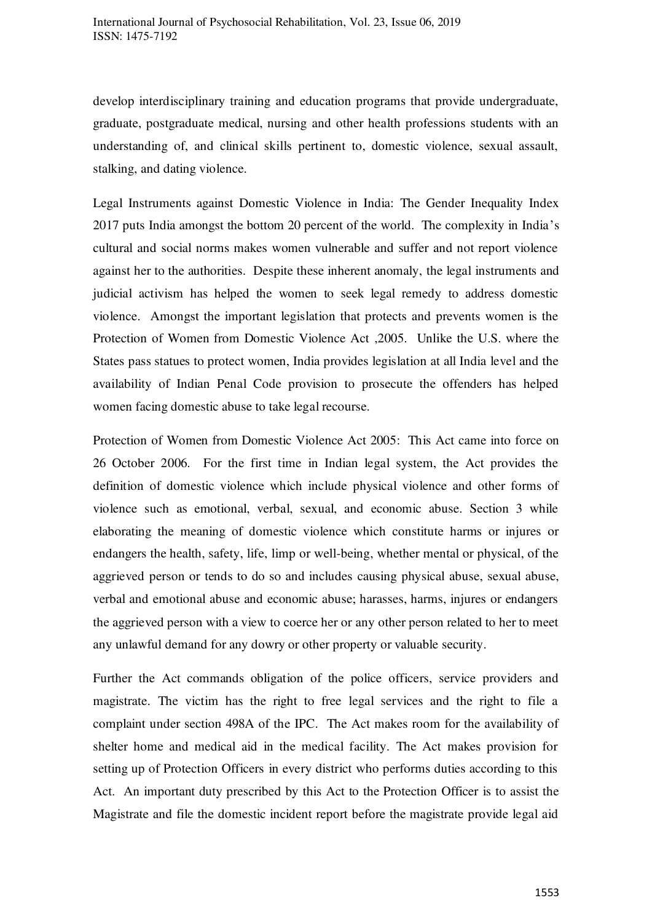develop interdisciplinary training and education programs that provide undergraduate, graduate, postgraduate medical, nursing and other health professions students with an understanding of, and clinical skills pertinent to, domestic violence, sexual assault, stalking, and dating violence.

Legal Instruments against Domestic Violence in India: The Gender Inequality Index 2017 puts India amongst the bottom 20 percent of the world. The complexity in India's cultural and social norms makes women vulnerable and suffer and not report violence against her to the authorities. Despite these inherent anomaly, the legal instruments and judicial activism has helped the women to seek legal remedy to address domestic violence. Amongst the important legislation that protects and prevents women is the Protection of Women from Domestic Violence Act ,2005. Unlike the U.S. where the States pass statues to protect women, India provides legislation at all India level and the availability of Indian Penal Code provision to prosecute the offenders has helped women facing domestic abuse to take legal recourse.

Protection of Women from Domestic Violence Act 2005: This Act came into force on 26 October 2006. For the first time in Indian legal system, the Act provides the definition of domestic violence which include physical violence and other forms of violence such as emotional, verbal, sexual, and economic abuse. Section 3 while elaborating the meaning of domestic violence which constitute harms or injures or endangers the health, safety, life, limp or well-being, whether mental or physical, of the aggrieved person or tends to do so and includes causing physical abuse, sexual abuse, verbal and emotional abuse and economic abuse; harasses, harms, injures or endangers the aggrieved person with a view to coerce her or any other person related to her to meet any unlawful demand for any dowry or other property or valuable security.

Further the Act commands obligation of the police officers, service providers and magistrate. The victim has the right to free legal services and the right to file a complaint under section 498A of the IPC. The Act makes room for the availability of shelter home and medical aid in the medical facility. The Act makes provision for setting up of Protection Officers in every district who performs duties according to this Act. An important duty prescribed by this Act to the Protection Officer is to assist the Magistrate and file the domestic incident report before the magistrate provide legal aid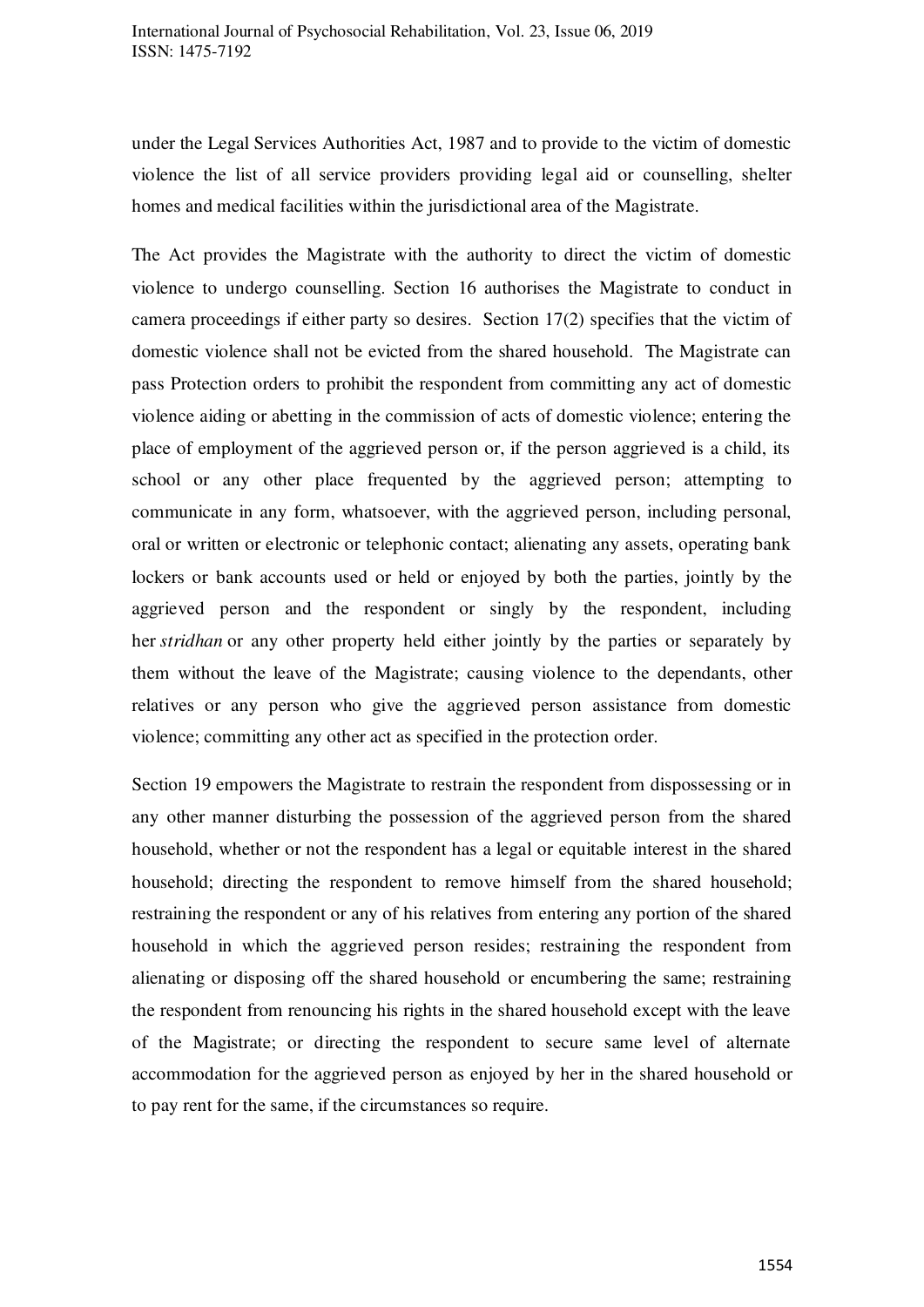under the Legal Services Authorities Act, 1987 and to provide to the victim of domestic violence the list of all service providers providing legal aid or counselling, shelter homes and medical facilities within the jurisdictional area of the Magistrate.

The Act provides the Magistrate with the authority to direct the victim of domestic violence to undergo counselling. Section 16 authorises the Magistrate to conduct in camera proceedings if either party so desires. Section 17(2) specifies that the victim of domestic violence shall not be evicted from the shared household. The Magistrate can pass Protection orders to prohibit the respondent from committing any act of domestic violence aiding or abetting in the commission of acts of domestic violence; entering the place of employment of the aggrieved person or, if the person aggrieved is a child, its school or any other place frequented by the aggrieved person; attempting to communicate in any form, whatsoever, with the aggrieved person, including personal, oral or written or electronic or telephonic contact; alienating any assets, operating bank lockers or bank accounts used or held or enjoyed by both the parties, jointly by the aggrieved person and the respondent or singly by the respondent, including her *stridhan* or any other property held either jointly by the parties or separately by them without the leave of the Magistrate; causing violence to the dependants, other relatives or any person who give the aggrieved person assistance from domestic violence; committing any other act as specified in the protection order.

Section 19 empowers the Magistrate to restrain the respondent from dispossessing or in any other manner disturbing the possession of the aggrieved person from the shared household, whether or not the respondent has a legal or equitable interest in the shared household; directing the respondent to remove himself from the shared household; restraining the respondent or any of his relatives from entering any portion of the shared household in which the aggrieved person resides; restraining the respondent from alienating or disposing off the shared household or encumbering the same; restraining the respondent from renouncing his rights in the shared household except with the leave of the Magistrate; or directing the respondent to secure same level of alternate accommodation for the aggrieved person as enjoyed by her in the shared household or to pay rent for the same, if the circumstances so require.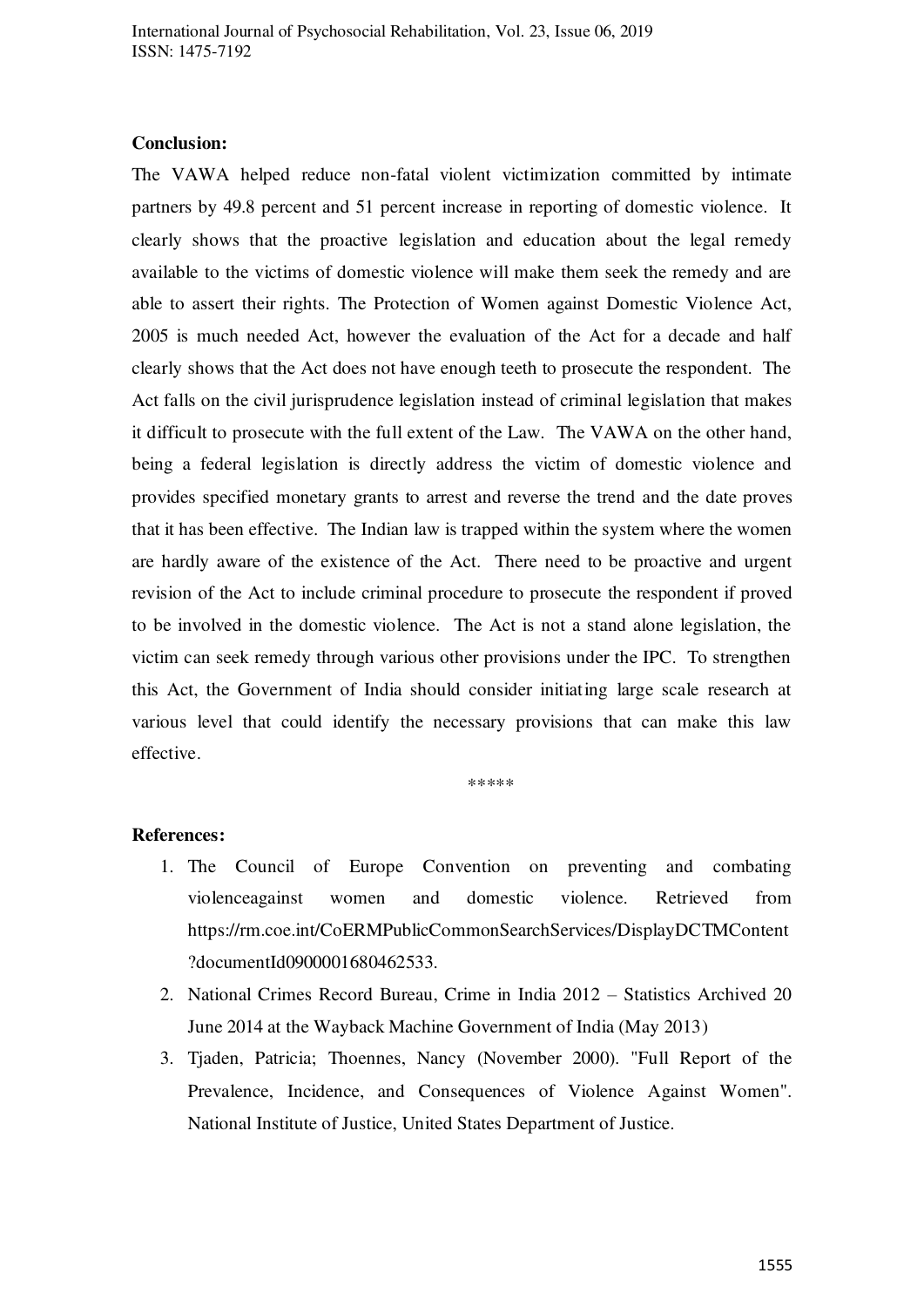**Conclusion:**

The VAWA helped reduce non-fatal violent victimization committed by intimate partners by 49.8 percent and 51 percent increase in reporting of domestic violence. It clearly shows that the proactive legislation and education about the legal remedy available to the victims of domestic violence will make them seek the remedy and are able to assert their rights. The Protection of Women against Domestic Violence Act, 2005 is much needed Act, however the evaluation of the Act for a decade and half clearly shows that the Act does not have enough teeth to prosecute the respondent. The Act falls on the civil jurisprudence legislation instead of criminal legislation that makes it difficult to prosecute with the full extent of the Law. The VAWA on the other hand, being a federal legislation is directly address the victim of domestic violence and provides specified monetary grants to arrest and reverse the trend and the date proves that it has been effective. The Indian law is trapped within the system where the women are hardly aware of the existence of the Act. There need to be proactive and urgent revision of the Act to include criminal procedure to prosecute the respondent if proved to be involved in the domestic violence. The Act is not a stand alone legislation, the victim can seek remedy through various other provisions under the IPC. To strengthen this Act, the Government of India should consider initiating large scale research at various level that could identify the necessary provisions that can make this law effective.

*****

**References:**

1. The Council of Europe Convention on preventing and combating violenceagainst women and domestic violence. Retrieved from https://rm.coe.int/CoERMPublicCommonSearchServices/DisplayDCTMContent?documentId090000168046253​3.
2. National Crimes Record Bureau, Crime in India 2012 – Statistics Archived 20 June 2014 at the Wayback Machine Government of India (May 2013)
3. Tjaden, Patricia; Thoennes, Nancy (November 2000). "Full Report of the Prevalence, Incidence, and Consequences of Violence Against Women". National Institute of Justice, United States Department of Justice.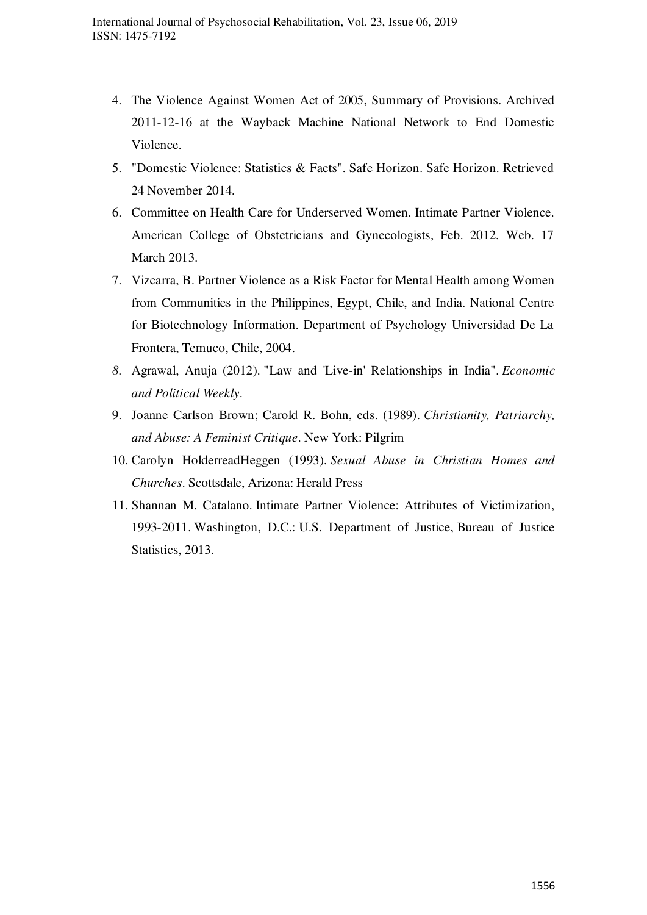4. The Violence Against Women Act of 2005, Summary of Provisions. Archived 2011-12-16 at the Wayback Machine National Network to End Domestic Violence.
5. "Domestic Violence: Statistics & Facts". Safe Horizon. Safe Horizon. Retrieved 24 November 2014.
6. Committee on Health Care for Underserved Women. Intimate Partner Violence. American College of Obstetricians and Gynecologists, Feb. 2012. Web. 17 March 2013.
7. Vizcarra, B. Partner Violence as a Risk Factor for Mental Health among Women from Communities in the Philippines, Egypt, Chile, and India. National Centre for Biotechnology Information. Department of Psychology Universidad De La Frontera, Temuco, Chile, 2004.
8. Agrawal, Anuja (2012). "Law and 'Live-in' Relationships in India". *Economic and Political Weekly*.
9. Joanne Carlson Brown; Carold R. Bohn, eds. (1989). *Christianity, Patriarchy, and Abuse: A Feminist Critique*. New York: Pilgrim
10. Carolyn HolderreadHeggen (1993). *Sexual Abuse in Christian Homes and Churches*. Scottsdale, Arizona: Herald Press
11. Shannan M. Catalano. Intimate Partner Violence: Attributes of Victimization, 1993-2011. Washington, D.C.: U.S. Department of Justice, Bureau of Justice Statistics, 2013.